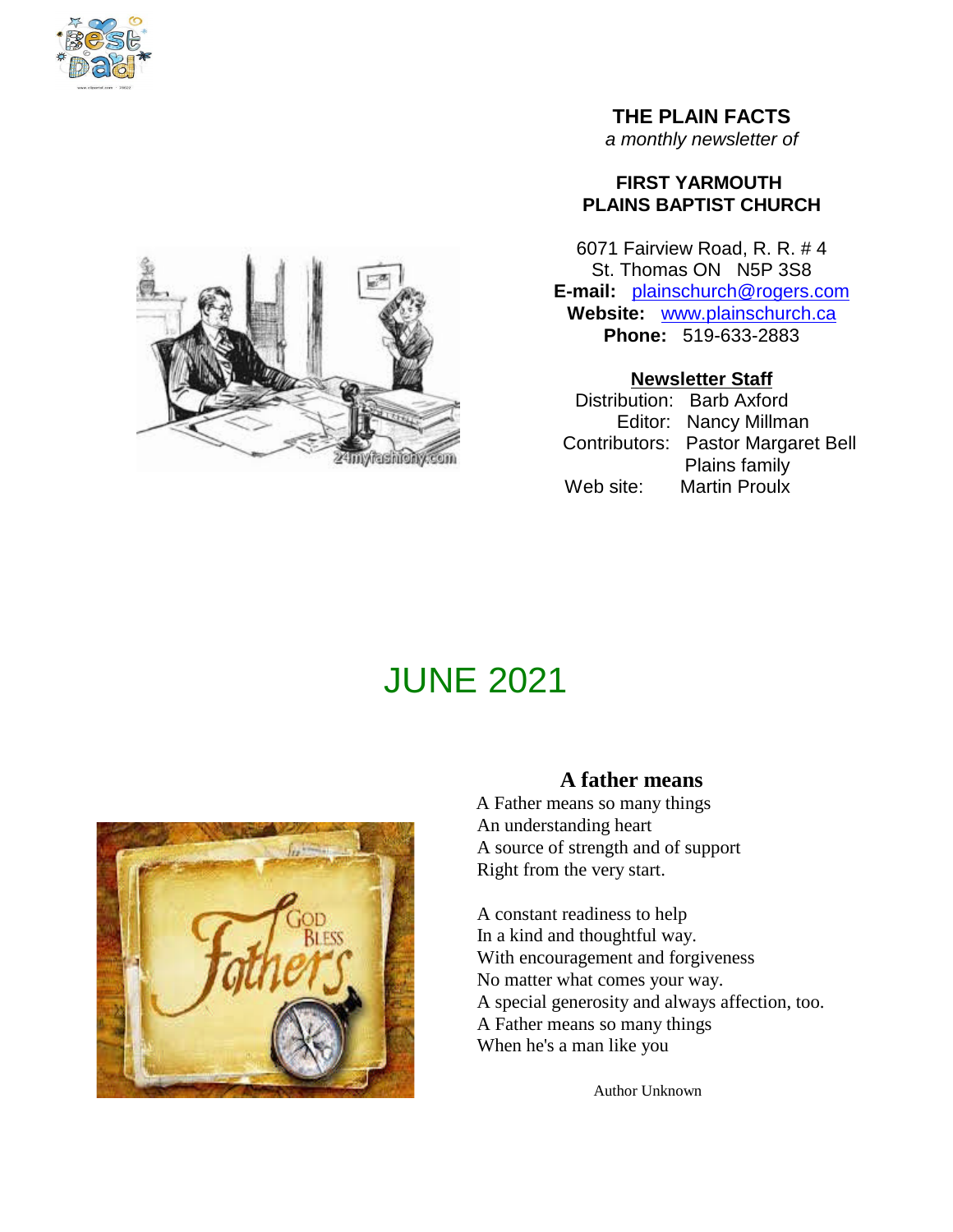# THE PLAIN FACTS

*a monthly newsletter of*

**FIRST YARMOUTH PLAINS BAPTIST CHURCH**

6071 Fairview Road, R. R. # 4
St. Thomas ON N5P 3S8
**E-mail:** plainschurch@rogers.com
**Website:** www.plainschurch.ca
**Phone:** 519-633-2883

**Newsletter Staff**

Distribution: Barb Axford
Editor: Nancy Millman
Contributors: Pastor Margaret Bell
Plains family
Web site: Martin Proulx

# JUNE 2021

## A father means

A Father means so many things
An understanding heart
A source of strength and of support
Right from the very start.

A constant readiness to help
In a kind and thoughtful way.
With encouragement and forgiveness
No matter what comes your way.
A special generosity and always affection, too.
A Father means so many things
When he's a man like you

Author Unknown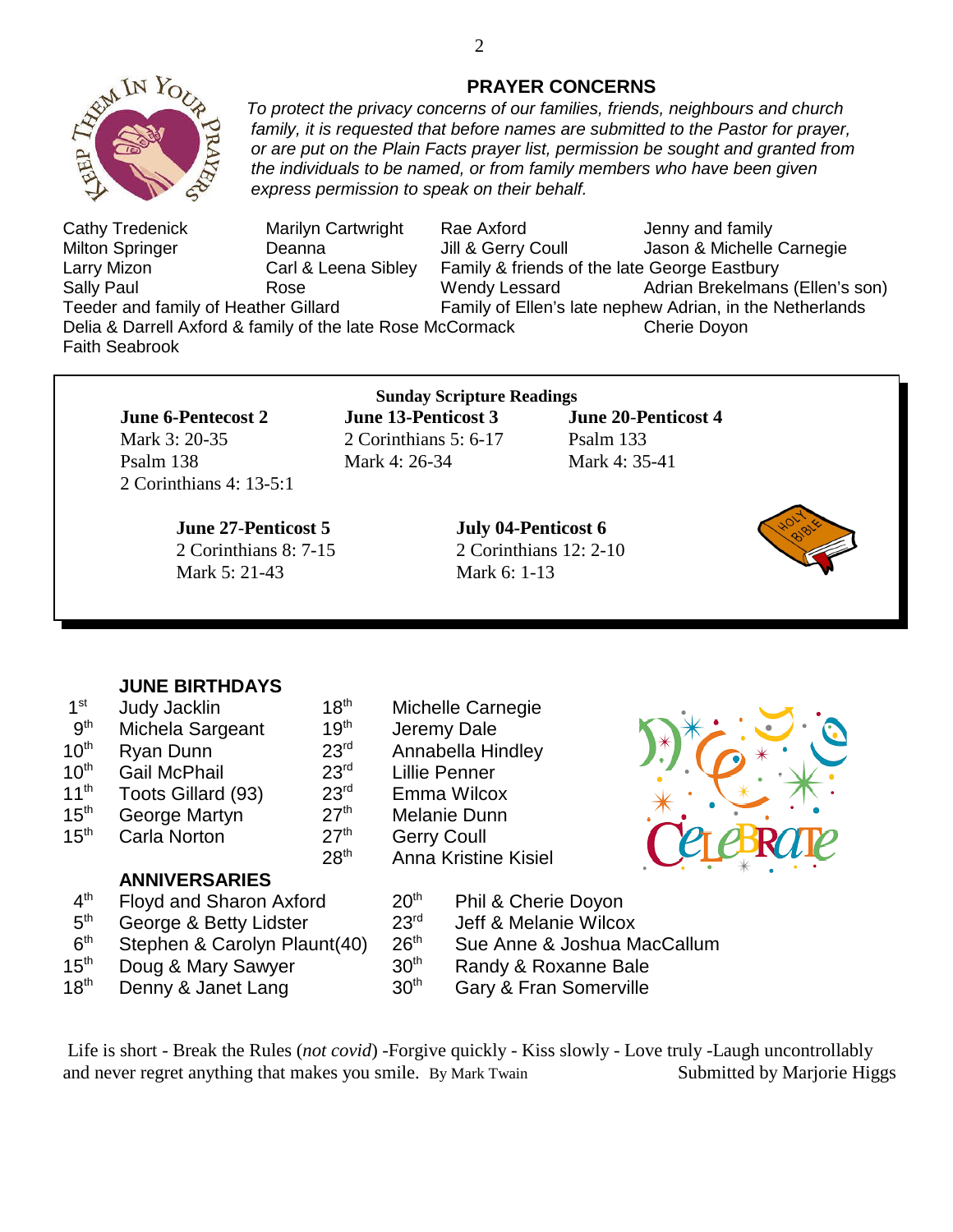## PRAYER CONCERNS

*To protect the privacy concerns of our families, friends, neighbours and church family, it is requested that before names are submitted to the Pastor for prayer, or are put on the Plain Facts prayer list, permission be sought and granted from the individuals to be named, or from family members who have been given express permission to speak on their behalf.*

Cathy Tredenick
Marilyn Cartwright
Rae Axford
Jenny and family
Milton Springer
Deanna
Jill & Gerry Coull
Jason & Michelle Carnegie
Larry Mizon
Carl & Leena Sibley
Family & friends of the late George Eastbury
Sally Paul
Rose
Wendy Lessard
Adrian Brekelmans (Ellen's son)
Teeder and family of Heather Gillard
Family of Ellen's late nephew Adrian, in the Netherlands
Delia & Darrell Axford & family of the late Rose McCormack
Cherie Doyon
Faith Seabrook

### Sunday Scripture Readings

**June 6-Pentecost 2**
Mark 3: 20-35
Psalm 138
2 Corinthians 4: 13-5:1

**June 13-Penticost 3**
2 Corinthians 5: 6-17
Mark 4: 26-34

**June 20-Penticost 4**
Psalm 133
Mark 4: 35-41

**June 27-Penticost 5**
2 Corinthians 8: 7-15
Mark 5: 21-43

**July 04-Penticost 6**
2 Corinthians 12: 2-10
Mark 6: 1-13

### JUNE BIRTHDAYS

| | |
|---|---|
| 1st | Judy Jacklin |
| 9th | Michela Sargeant |
| 10th | Ryan Dunn |
| 10th | Gail McPhail |
| 11th | Toots Gillard (93) |
| 15th | George Martyn |
| 15th | Carla Norton |
| 18th | Michelle Carnegie |
| 19th | Jeremy Dale |
| 23rd | Annabella Hindley |
| 23rd | Lillie Penner |
| 23rd | Emma Wilcox |
| 27th | Melanie Dunn |
| 27th | Gerry Coull |
| 28th | Anna Kristine Kisiel |

### ANNIVERSARIES

| | |
|---|---|
| 4th | Floyd and Sharon Axford |
| 5th | George & Betty Lidster |
| 6th | Stephen & Carolyn Plaunt(40) |
| 15th | Doug & Mary Sawyer |
| 18th | Denny & Janet Lang |
| 20th | Phil & Cherie Doyon |
| 23rd | Jeff & Melanie Wilcox |
| 26th | Sue Anne & Joshua MacCallum |
| 30th | Randy & Roxanne Bale |
| 30th | Gary & Fran Somerville |

Life is short - Break the Rules (*not covid*) -Forgive quickly - Kiss slowly - Love truly -Laugh uncontrollably and never regret anything that makes you smile. By Mark Twain Submitted by Marjorie Higgs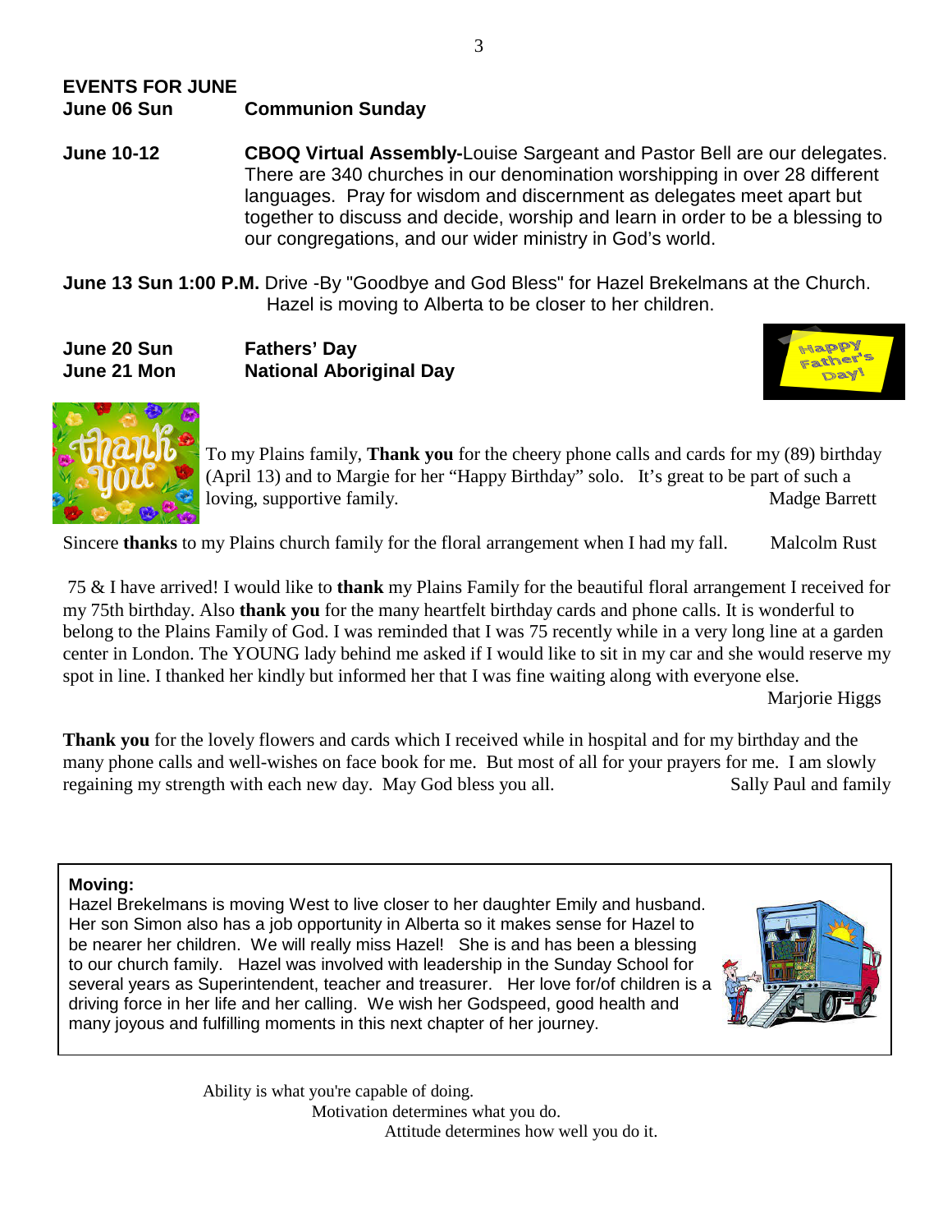## EVENTS FOR JUNE

**June 06 Sun** **Communion Sunday**

**June 10-12** **CBOQ Virtual Assembly-**Louise Sargeant and Pastor Bell are our delegates. There are 340 churches in our denomination worshipping in over 28 different languages. Pray for wisdom and discernment as delegates meet apart but together to discuss and decide, worship and learn in order to be a blessing to our congregations, and our wider ministry in God's world.

**June 13 Sun 1:00 P.M.** Drive -By "Goodbye and God Bless" for Hazel Brekelmans at the Church. Hazel is moving to Alberta to be closer to her children.

**June 20 Sun** **Fathers' Day**

**June 21 Mon** **National Aboriginal Day**

To my Plains family, **Thank you** for the cheery phone calls and cards for my (89) birthday (April 13) and to Margie for her "Happy Birthday" solo. It's great to be part of such a loving, supportive family. Madge Barrett

Sincere **thanks** to my Plains church family for the floral arrangement when I had my fall. Malcolm Rust

75 & I have arrived! I would like to **thank** my Plains Family for the beautiful floral arrangement I received for my 75th birthday. Also **thank you** for the many heartfelt birthday cards and phone calls. It is wonderful to belong to the Plains Family of God. I was reminded that I was 75 recently while in a very long line at a garden center in London. The YOUNG lady behind me asked if I would like to sit in my car and she would reserve my spot in line. I thanked her kindly but informed her that I was fine waiting along with everyone else.

Marjorie Higgs

**Thank you** for the lovely flowers and cards which I received while in hospital and for my birthday and the many phone calls and well-wishes on face book for me. But most of all for your prayers for me. I am slowly regaining my strength with each new day. May God bless you all. Sally Paul and family

**Moving:**

Hazel Brekelmans is moving West to live closer to her daughter Emily and husband. Her son Simon also has a job opportunity in Alberta so it makes sense for Hazel to be nearer her children. We will really miss Hazel! She is and has been a blessing to our church family. Hazel was involved with leadership in the Sunday School for several years as Superintendent, teacher and treasurer. Her love for/of children is a driving force in her life and her calling. We wish her Godspeed, good health and many joyous and fulfilling moments in this next chapter of her journey.

Ability is what you're capable of doing.
Motivation determines what you do.
Attitude determines how well you do it.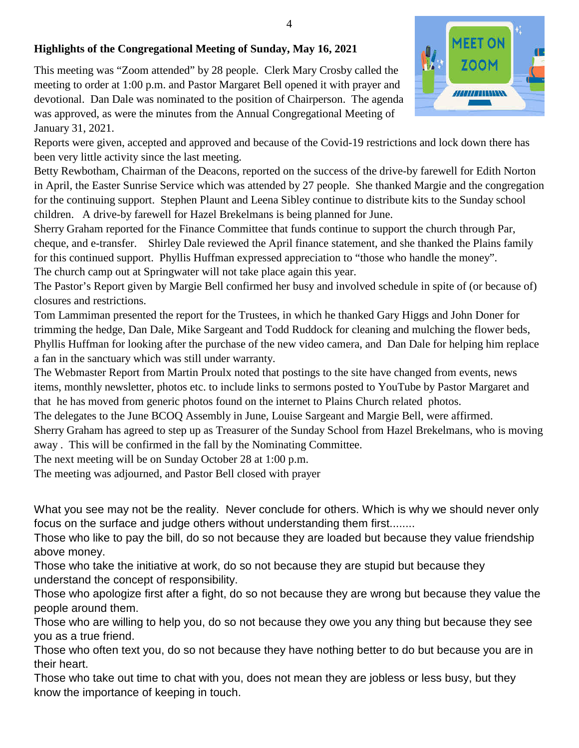**Highlights of the Congregational Meeting of Sunday, May 16, 2021**

This meeting was "Zoom attended" by 28 people. Clerk Mary Crosby called the meeting to order at 1:00 p.m. and Pastor Margaret Bell opened it with prayer and devotional. Dan Dale was nominated to the position of Chairperson. The agenda was approved, as were the minutes from the Annual Congregational Meeting of January 31, 2021.

Reports were given, accepted and approved and because of the Covid-19 restrictions and lock down there has been very little activity since the last meeting.

Betty Rewbotham, Chairman of the Deacons, reported on the success of the drive-by farewell for Edith Norton in April, the Easter Sunrise Service which was attended by 27 people. She thanked Margie and the congregation for the continuing support. Stephen Plaunt and Leena Sibley continue to distribute kits to the Sunday school children. A drive-by farewell for Hazel Brekelmans is being planned for June.

Sherry Graham reported for the Finance Committee that funds continue to support the church through Par, cheque, and e-transfer. Shirley Dale reviewed the April finance statement, and she thanked the Plains family for this continued support. Phyllis Huffman expressed appreciation to "those who handle the money".

The church camp out at Springwater will not take place again this year.

The Pastor's Report given by Margie Bell confirmed her busy and involved schedule in spite of (or because of) closures and restrictions.

Tom Lammiman presented the report for the Trustees, in which he thanked Gary Higgs and John Doner for trimming the hedge, Dan Dale, Mike Sargeant and Todd Ruddock for cleaning and mulching the flower beds, Phyllis Huffman for looking after the purchase of the new video camera, and Dan Dale for helping him replace a fan in the sanctuary which was still under warranty.

The Webmaster Report from Martin Proulx noted that postings to the site have changed from events, news items, monthly newsletter, photos etc. to include links to sermons posted to YouTube by Pastor Margaret and that he has moved from generic photos found on the internet to Plains Church related photos.

The delegates to the June BCOQ Assembly in June, Louise Sargeant and Margie Bell, were affirmed.

Sherry Graham has agreed to step up as Treasurer of the Sunday School from Hazel Brekelmans, who is moving away . This will be confirmed in the fall by the Nominating Committee.

The next meeting will be on Sunday October 28 at 1:00 p.m.

The meeting was adjourned, and Pastor Bell closed with prayer

What you see may not be the reality. Never conclude for others. Which is why we should never only focus on the surface and judge others without understanding them first........

Those who like to pay the bill, do so not because they are loaded but because they value friendship above money.

Those who take the initiative at work, do so not because they are stupid but because they understand the concept of responsibility.

Those who apologize first after a fight, do so not because they are wrong but because they value the people around them.

Those who are willing to help you, do so not because they owe you any thing but because they see you as a true friend.

Those who often text you, do so not because they have nothing better to do but because you are in their heart.

Those who take out time to chat with you, does not mean they are jobless or less busy, but they know the importance of keeping in touch.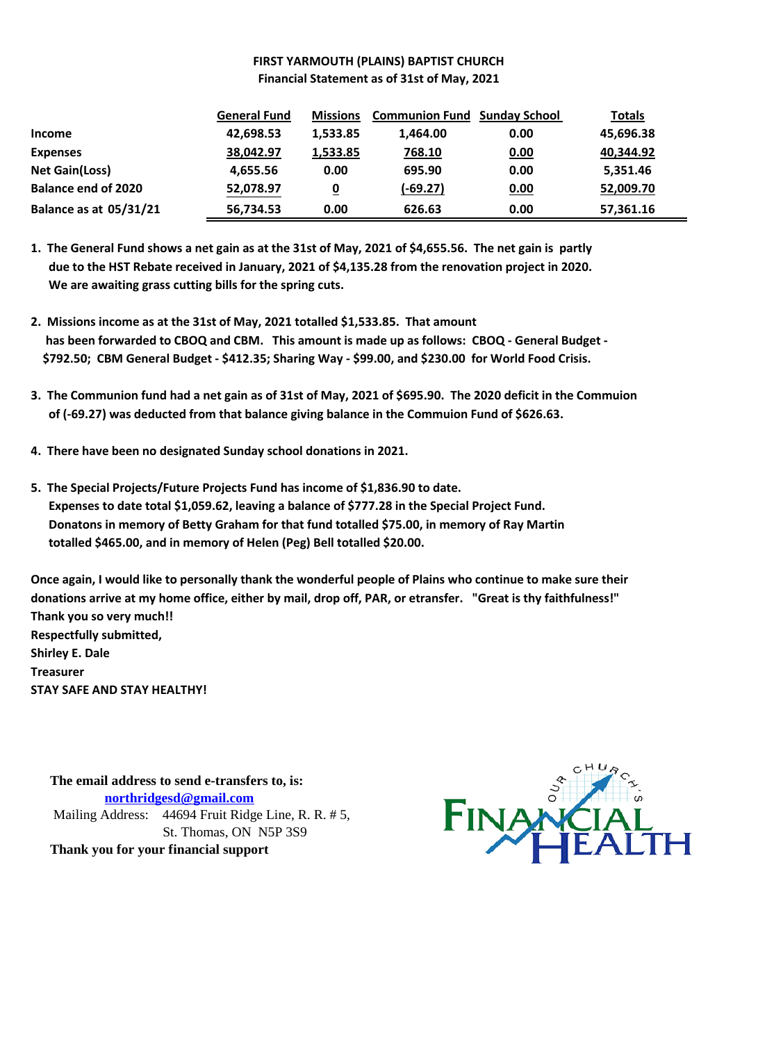**FIRST YARMOUTH (PLAINS) BAPTIST CHURCH**
**Financial Statement as of 31st of May, 2021**

| | General Fund | Missions | Communion Fund | Sunday School | Totals |
|---|---|---|---|---|---|
| **Income** | 42,698.53 | 1,533.85 | 1,464.00 | 0.00 | 45,696.38 |
| **Expenses** | 38,042.97 | 1,533.85 | 768.10 | 0.00 | 40,344.92 |
| **Net Gain(Loss)** | 4,655.56 | 0.00 | 695.90 | 0.00 | 5,351.46 |
| **Balance end of 2020** | 52,078.97 | 0 | (-69.27) | 0.00 | 52,009.70 |
| **Balance as at 05/31/21** | 56,734.53 | 0.00 | 626.63 | 0.00 | 57,361.16 |

1. **The General Fund shows a net gain as at the 31st of May, 2021 of $4,655.56. The net gain is partly due to the HST Rebate received in January, 2021 of $4,135.28 from the renovation project in 2020. We are awaiting grass cutting bills for the spring cuts.**

2. **Missions income as at the 31st of May, 2021 totalled $1,533.85. That amount has been forwarded to CBOQ and CBM. This amount is made up as follows: CBOQ - General Budget - $792.50; CBM General Budget - $412.35; Sharing Way - $99.00, and $230.00 for World Food Crisis.**

3. **The Communion fund had a net gain as of 31st of May, 2021 of $695.90. The 2020 deficit in the Commuion of (-69.27) was deducted from that balance giving balance in the Commuion Fund of $626.63.**

4. **There have been no designated Sunday school donations in 2021.**

5. **The Special Projects/Future Projects Fund has income of $1,836.90 to date. Expenses to date total $1,059.62, leaving a balance of $777.28 in the Special Project Fund. Donatons in memory of Betty Graham for that fund totalled $75.00, in memory of Ray Martin totalled $465.00, and in memory of Helen (Peg) Bell totalled $20.00.**

**Once again, I would like to personally thank the wonderful people of Plains who continue to make sure their donations arrive at my home office, either by mail, drop off, PAR, or etransfer. "Great is thy faithfulness!"**
**Thank you so very much!!**
**Respectfully submitted,**
**Shirley E. Dale**
**Treasurer**
**STAY SAFE AND STAY HEALTHY!**

**The email address to send e-transfers to, is:**
**northridgesd@gmail.com**
Mailing Address: 44694 Fruit Ridge Line, R. R. # 5,
St. Thomas, ON N5P 3S9
**Thank you for your financial support**

OUR CHURCH'S FINANCIAL HEALTH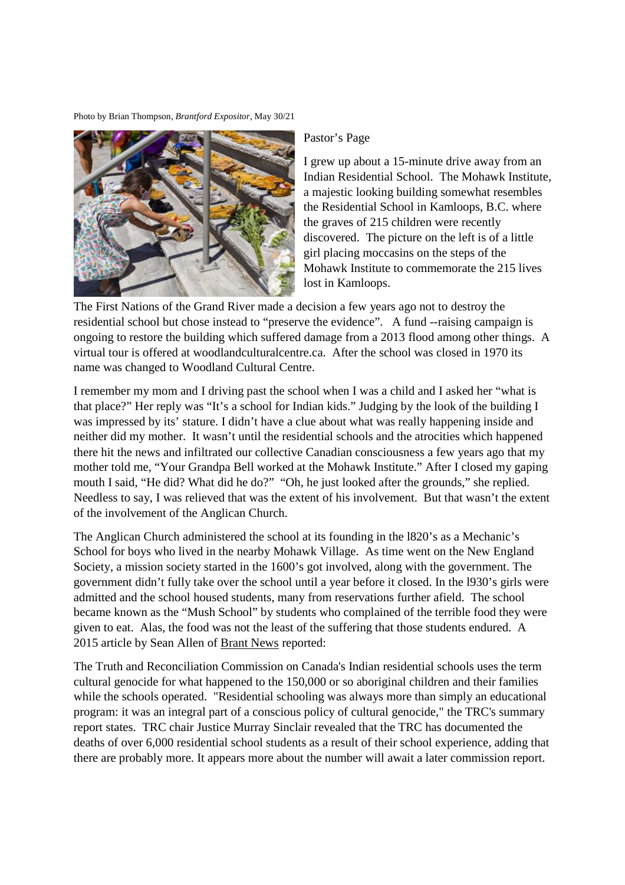Photo by Brian Thompson, *Brantford Expositor*, May 30/21

Pastor's Page

I grew up about a 15-minute drive away from an Indian Residential School. The Mohawk Institute, a majestic looking building somewhat resembles the Residential School in Kamloops, B.C. where the graves of 215 children were recently discovered. The picture on the left is of a little girl placing moccasins on the steps of the Mohawk Institute to commemorate the 215 lives lost in Kamloops.

The First Nations of the Grand River made a decision a few years ago not to destroy the residential school but chose instead to "preserve the evidence". A fund --raising campaign is ongoing to restore the building which suffered damage from a 2013 flood among other things. A virtual tour is offered at woodlandculturalcentre.ca. After the school was closed in 1970 its name was changed to Woodland Cultural Centre.

I remember my mom and I driving past the school when I was a child and I asked her "what is that place?" Her reply was "It's a school for Indian kids." Judging by the look of the building I was impressed by its' stature. I didn't have a clue about what was really happening inside and neither did my mother. It wasn't until the residential schools and the atrocities which happened there hit the news and infiltrated our collective Canadian consciousness a few years ago that my mother told me, "Your Grandpa Bell worked at the Mohawk Institute." After I closed my gaping mouth I said, "He did? What did he do?" "Oh, he just looked after the grounds," she replied. Needless to say, I was relieved that was the extent of his involvement. But that wasn't the extent of the involvement of the Anglican Church.

The Anglican Church administered the school at its founding in the l820's as a Mechanic's School for boys who lived in the nearby Mohawk Village. As time went on the New England Society, a mission society started in the 1600's got involved, along with the government. The government didn't fully take over the school until a year before it closed. In the l930's girls were admitted and the school housed students, many from reservations further afield. The school became known as the "Mush School" by students who complained of the terrible food they were given to eat. Alas, the food was not the least of the suffering that those students endured. A 2015 article by Sean Allen of Brant News reported:

The Truth and Reconciliation Commission on Canada's Indian residential schools uses the term cultural genocide for what happened to the 150,000 or so aboriginal children and their families while the schools operated. "Residential schooling was always more than simply an educational program: it was an integral part of a conscious policy of cultural genocide," the TRC's summary report states. TRC chair Justice Murray Sinclair revealed that the TRC has documented the deaths of over 6,000 residential school students as a result of their school experience, adding that there are probably more. It appears more about the number will await a later commission report.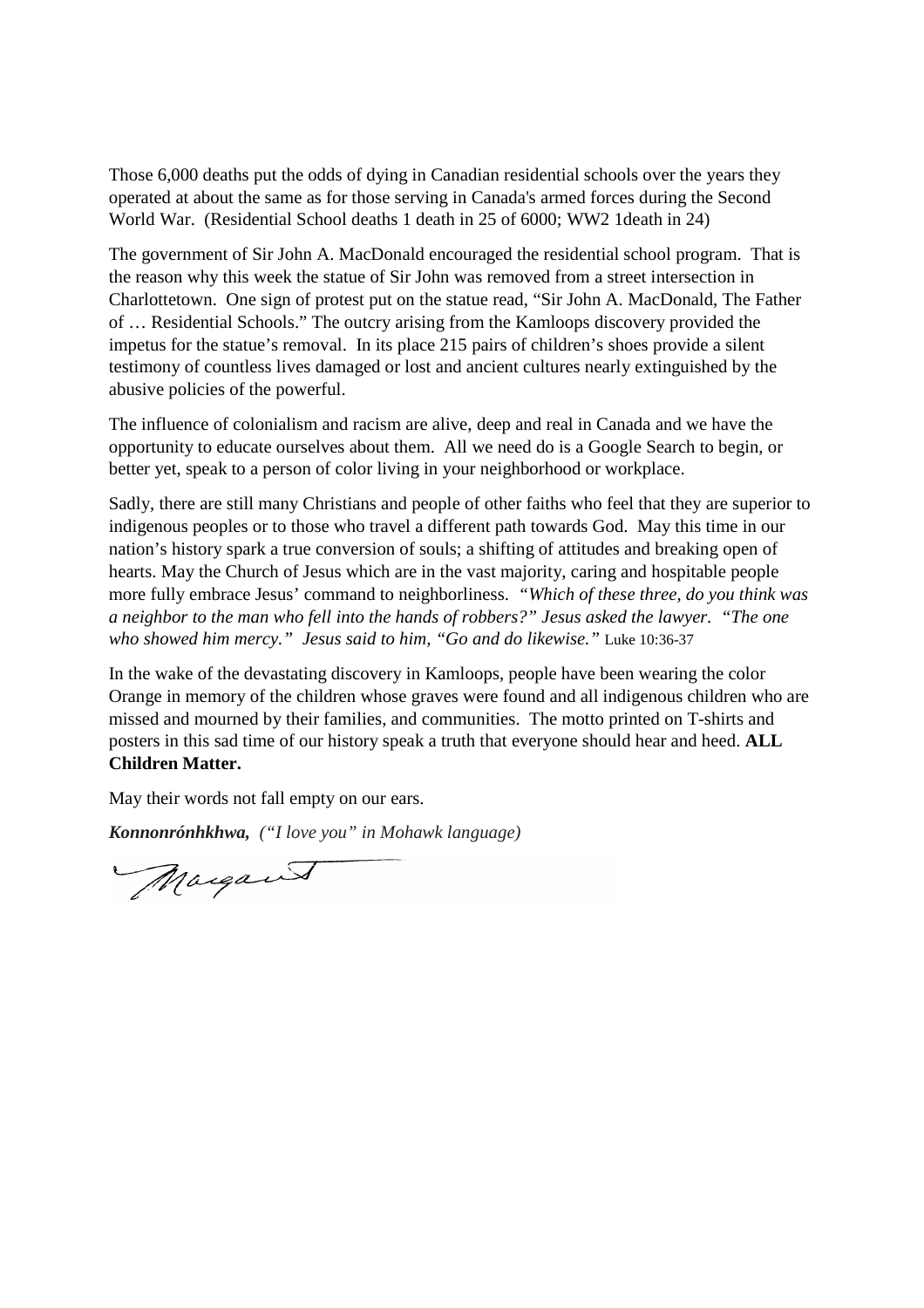Those 6,000 deaths put the odds of dying in Canadian residential schools over the years they operated at about the same as for those serving in Canada's armed forces during the Second World War. (Residential School deaths 1 death in 25 of 6000; WW2 1death in 24)

The government of Sir John A. MacDonald encouraged the residential school program. That is the reason why this week the statue of Sir John was removed from a street intersection in Charlottetown. One sign of protest put on the statue read, "Sir John A. MacDonald, The Father of … Residential Schools." The outcry arising from the Kamloops discovery provided the impetus for the statue's removal. In its place 215 pairs of children's shoes provide a silent testimony of countless lives damaged or lost and ancient cultures nearly extinguished by the abusive policies of the powerful.

The influence of colonialism and racism are alive, deep and real in Canada and we have the opportunity to educate ourselves about them. All we need do is a Google Search to begin, or better yet, speak to a person of color living in your neighborhood or workplace.

Sadly, there are still many Christians and people of other faiths who feel that they are superior to indigenous peoples or to those who travel a different path towards God. May this time in our nation's history spark a true conversion of souls; a shifting of attitudes and breaking open of hearts. May the Church of Jesus which are in the vast majority, caring and hospitable people more fully embrace Jesus' command to neighborliness. *"Which of these three, do you think was a neighbor to the man who fell into the hands of robbers?" Jesus asked the lawyer. "The one who showed him mercy." Jesus said to him, "Go and do likewise."* Luke 10:36-37

In the wake of the devastating discovery in Kamloops, people have been wearing the color Orange in memory of the children whose graves were found and all indigenous children who are missed and mourned by their families, and communities. The motto printed on T-shirts and posters in this sad time of our history speak a truth that everyone should hear and heed. **ALL Children Matter.**

May their words not fall empty on our ears.

***Konnonrónhkhwa,*** *("I love you" in Mohawk language)*

Margaret